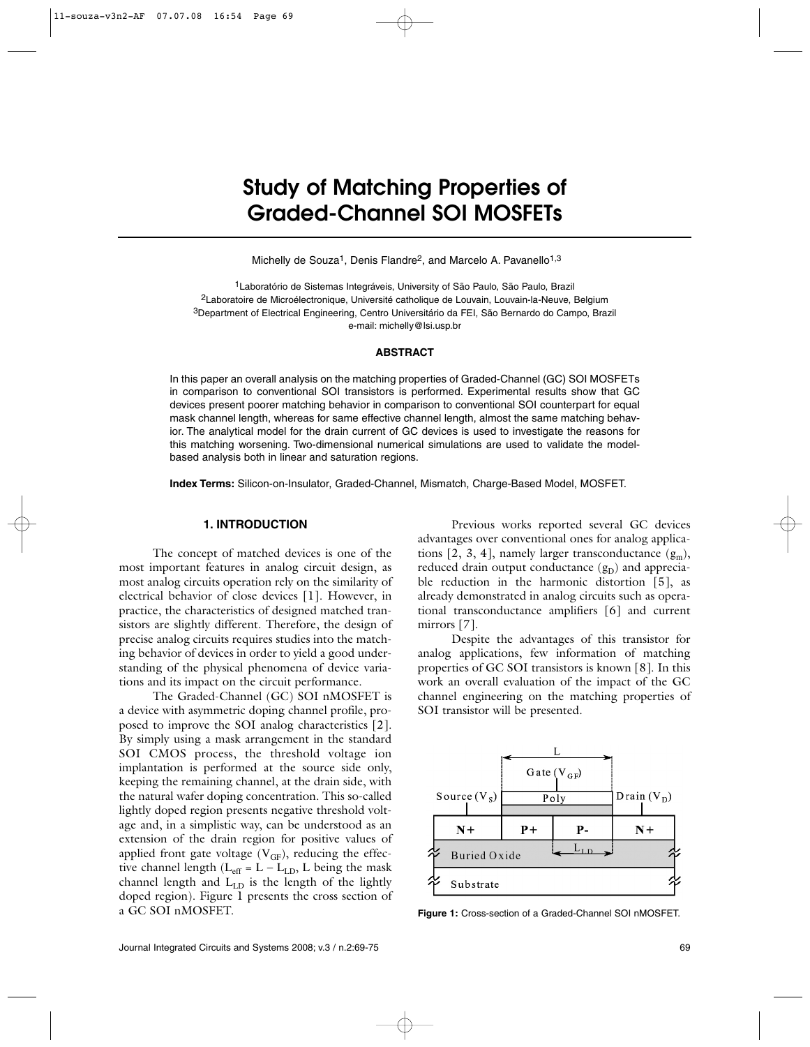# Study of Matching Properties of Graded-Channel SOI MOSFETs

Michelly de Souza[1], Denis Flandre[2], and Marcelo A. Pavanello[1,3]

[1]Laboratório de Sistemas Integráveis, University of São Paulo, São Paulo, Brazil
[2]Laboratoire de Microélectronique, Université catholique de Louvain, Louvain-la-Neuve, Belgium
[3]Department of Electrical Engineering, Centro Universitário da FEI, São Bernardo do Campo, Brazil
e-mail: michelly@lsi.usp.br

**ABSTRACT**

In this paper an overall analysis on the matching properties of Graded-Channel (GC) SOI MOSFETs in comparison to conventional SOI transistors is performed. Experimental results show that GC devices present poorer matching behavior in comparison to conventional SOI counterpart for equal mask channel length, whereas for same effective channel length, almost the same matching behavior. The analytical model for the drain current of GC devices is used to investigate the reasons for this matching worsening. Two-dimensional numerical simulations are used to validate the model-based analysis both in linear and saturation regions.

**Index Terms:** Silicon-on-Insulator, Graded-Channel, Mismatch, Charge-Based Model, MOSFET.

## 1. INTRODUCTION

The concept of matched devices is one of the most important features in analog circuit design, as most analog circuits operation rely on the similarity of electrical behavior of close devices [1]. However, in practice, the characteristics of designed matched transistors are slightly different. Therefore, the design of precise analog circuits requires studies into the matching behavior of devices in order to yield a good understanding of the physical phenomena of device variations and its impact on the circuit performance.

The Graded-Channel (GC) SOI nMOSFET is a device with asymmetric doping channel profile, proposed to improve the SOI analog characteristics [2]. By simply using a mask arrangement in the standard SOI CMOS process, the threshold voltage ion implantation is performed at the source side only, keeping the remaining channel, at the drain side, with the natural wafer doping concentration. This so-called lightly doped region presents negative threshold voltage and, in a simplistic way, can be understood as an extension of the drain region for positive values of applied front gate voltage ($V_{GF}$), reducing the effective channel length ($L_{eff} = L - L_{LD}$, L being the mask channel length and $L_{LD}$ is the length of the lightly doped region). Figure 1 presents the cross section of a GC SOI nMOSFET.

Previous works reported several GC devices advantages over conventional ones for analog applications [2, 3, 4], namely larger transconductance ($g_m$), reduced drain output conductance ($g_D$) and appreciable reduction in the harmonic distortion [5], as already demonstrated in analog circuits such as operational transconductance amplifiers [6] and current mirrors [7].

Despite the advantages of this transistor for analog applications, few information of matching properties of GC SOI transistors is known [8]. In this work an overall evaluation of the impact of the GC channel engineering on the matching properties of SOI transistor will be presented.

**Figure 1:** Cross-section of a Graded-Channel SOI nMOSFET.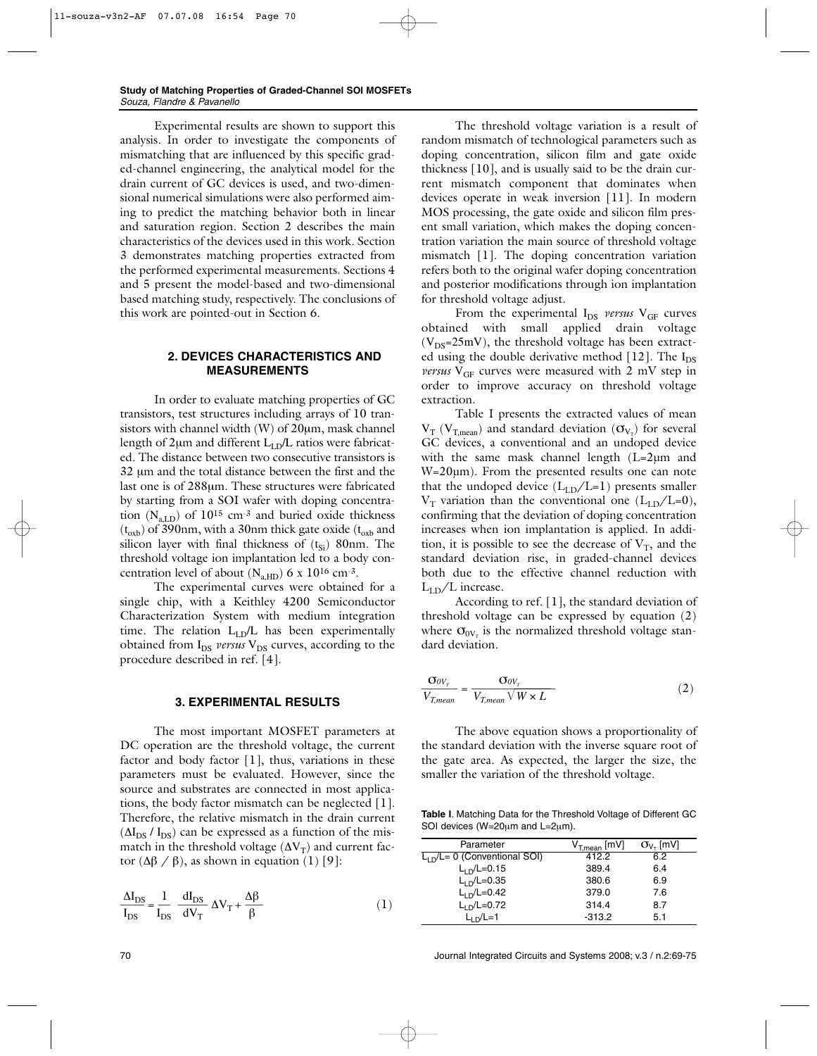Experimental results are shown to support this analysis. In order to investigate the components of mismatching that are influenced by this specific graded-channel engineering, the analytical model for the drain current of GC devices is used, and two-dimensional numerical simulations were also performed aiming to predict the matching behavior both in linear and saturation region. Section 2 describes the main characteristics of the devices used in this work. Section 3 demonstrates matching properties extracted from the performed experimental measurements. Sections 4 and 5 present the model-based and two-dimensional based matching study, respectively. The conclusions of this work are pointed-out in Section 6.

## 2. DEVICES CHARACTERISTICS AND MEASUREMENTS

In order to evaluate matching properties of GC transistors, test structures including arrays of 10 transistors with channel width (W) of 20μm, mask channel length of 2μm and different $L_{LD}/L$ ratios were fabricated. The distance between two consecutive transistors is 32 μm and the total distance between the first and the last one is of 288μm. These structures were fabricated by starting from a SOI wafer with doping concentration ($N_{a,LD}$) of $10^{15}$ cm$^{-3}$ and buried oxide thickness ($t_{oxb}$) of 390nm, with a 30nm thick gate oxide ($t_{oxb}$ and silicon layer with final thickness of ($t_{Si}$) 80nm. The threshold voltage ion implantation led to a body concentration level of about ($N_{a,HD}$) 6 x $10^{16}$ cm$^{-3}$.

The experimental curves were obtained for a single chip, with a Keithley 4200 Semiconductor Characterization System with medium integration time. The relation $L_{LD}/L$ has been experimentally obtained from $I_{DS}$ *versus* $V_{DS}$ curves, according to the procedure described in ref. [4].

## 3. EXPERIMENTAL RESULTS

The most important MOSFET parameters at DC operation are the threshold voltage, the current factor and body factor [1], thus, variations in these parameters must be evaluated. However, since the source and substrates are connected in most applications, the body factor mismatch can be neglected [1]. Therefore, the relative mismatch in the drain current ($\Delta I_{DS} / I_{DS}$) can be expressed as a function of the mismatch in the threshold voltage ($\Delta V_T$) and current factor ($\Delta\beta / \beta$), as shown in equation (1) [9]:

$$\frac{\Delta I_{DS}}{I_{DS}} = \frac{1}{I_{DS}} \frac{dI_{DS}}{dV_T} \Delta V_T + \frac{\Delta\beta}{\beta} \qquad (1)$$

The threshold voltage variation is a result of random mismatch of technological parameters such as doping concentration, silicon film and gate oxide thickness [10], and is usually said to be the drain current mismatch component that dominates when devices operate in weak inversion [11]. In modern MOS processing, the gate oxide and silicon film present small variation, which makes the doping concentration variation the main source of threshold voltage mismatch [1]. The doping concentration variation refers both to the original wafer doping concentration and posterior modifications through ion implantation for threshold voltage adjust.

From the experimental $I_{DS}$ *versus* $V_{GF}$ curves obtained with small applied drain voltage ($V_{DS}$=25mV), the threshold voltage has been extracted using the double derivative method [12]. The $I_{DS}$ *versus* $V_{GF}$ curves were measured with 2 mV step in order to improve accuracy on threshold voltage extraction.

Table I presents the extracted values of mean $V_T$ ($V_{T,mean}$) and standard deviation ($\sigma_{V_T}$) for several GC devices, a conventional and an undoped device with the same mask channel length (L=2μm and W=20μm). From the presented results one can note that the undoped device ($L_{LD}/L$=1) presents smaller $V_T$ variation than the conventional one ($L_{LD}/L$=0), confirming that the deviation of doping concentration increases when ion implantation is applied. In addition, it is possible to see the decrease of $V_T$, and the standard deviation rise, in graded-channel devices both due to the effective channel reduction with $L_{LD}/L$ increase.

According to ref. [1], the standard deviation of threshold voltage can be expressed by equation (2) where $\sigma_{0V_T}$ is the normalized threshold voltage standard deviation.

$$\frac{\sigma_{0V_T}}{V_{T,mean}} = \frac{\sigma_{0V_T}}{V_{T,mean}\sqrt{W \times L}} \qquad (2)$$

The above equation shows a proportionality of the standard deviation with the inverse square root of the gate area. As expected, the larger the size, the smaller the variation of the threshold voltage.

**Table I**. Matching Data for the Threshold Voltage of Different GC SOI devices (W=20μm and L=2μm).

| Parameter | $V_{T,mean}$ [mV] | $\sigma_{V_T}$ [mV] |
|---|---|---|
| $L_{LD}/L$= 0 (Conventional SOI) | 412.2 | 6.2 |
| $L_{LD}/L$=0.15 | 389.4 | 6.4 |
| $L_{LD}/L$=0.35 | 380.6 | 6.9 |
| $L_{LD}/L$=0.42 | 379.0 | 7.6 |
| $L_{LD}/L$=0.72 | 314.4 | 8.7 |
| $L_{LD}/L$=1 | -313.2 | 5.1 |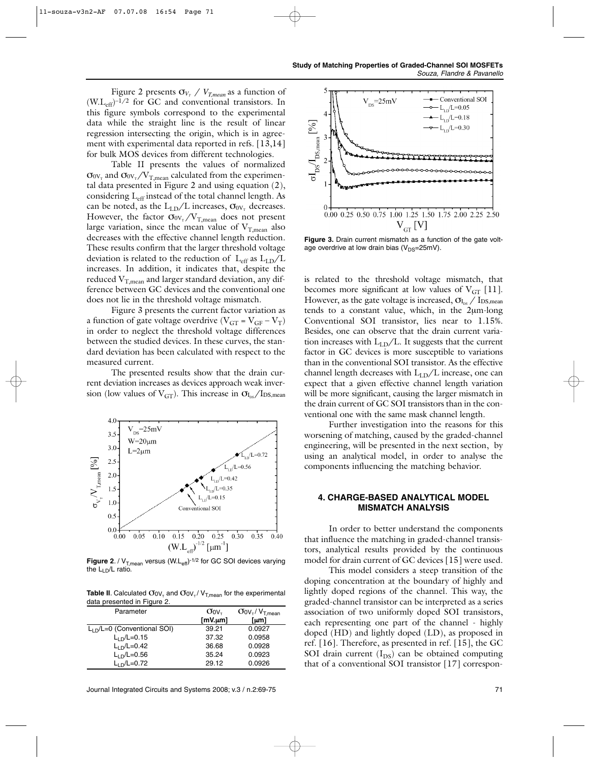Figure 2 presents $\sigma_{V_T} / V_{T,mean}$ as a function of $(W.L_{eff})^{-1/2}$ for GC and conventional transistors. In this figure symbols correspond to the experimental data while the straight line is the result of linear regression intersecting the origin, which is in agreement with experimental data reported in refs. [13,14] for bulk MOS devices from different technologies.

Table II presents the values of normalized $\sigma_{0V_T}$ and $\sigma_{0V_T}/V_{T,mean}$ calculated from the experimental data presented in Figure 2 and using equation (2), considering $L_{eff}$ instead of the total channel length. As can be noted, as the $L_{LD}/L$ increases, $\sigma_{0V_T}$ decreases. However, the factor $\sigma_{0V_T}/V_{T,mean}$ does not present large variation, since the mean value of $V_{T,mean}$ also decreases with the effective channel length reduction. These results confirm that the larger threshold voltage deviation is related to the reduction of $L_{eff}$ as $L_{LD}/L$ increases. In addition, it indicates that, despite the reduced $V_{T,mean}$ and larger standard deviation, any difference between GC devices and the conventional one does not lie in the threshold voltage mismatch.

Figure 3 presents the current factor variation as a function of gate voltage overdrive ($V_{GT} = V_{GF} - V_T$) in order to neglect the threshold voltage differences between the studied devices. In these curves, the standard deviation has been calculated with respect to the measured current.

The presented results show that the drain current deviation increases as devices approach weak inversion (low values of $V_{GT}$). This increase in $\sigma_{I_{DS}}/I_{DS,mean}$ is related to the threshold voltage mismatch, that becomes more significant at low values of $V_{GT}$ [11]. However, as the gate voltage is increased, $\sigma_{I_{DS}} / I_{DS,mean}$ tends to a constant value, which, in the 2μm-long Conventional SOI transistor, lies near to 1.15%. Besides, one can observe that the drain current variation increases with $L_{LD}/L$. It suggests that the current factor in GC devices is more susceptible to variations than in the conventional SOI transistor. As the effective channel length decreases with $L_{LD}/L$ increase, one can expect that a given effective channel length variation will be more significant, causing the larger mismatch in the drain current of GC SOI transistors than in the conventional one with the same mask channel length.

Further investigation into the reasons for this worsening of matching, caused by the graded-channel engineering, will be presented in the next section, by using an analytical model, in order to analyse the components influencing the matching behavior.

**Figure 2**. / $V_{T,mean}$ versus $(W.L_{eff})^{-1/2}$ for GC SOI devices varying the $L_{LD}/L$ ratio.

**Table II**. Calculated $\sigma_{0V_T}$ and $\sigma_{0V_T} / V_{T,mean}$ for the experimental data presented in Figure 2.

| Parameter | $\sigma_{0V_T}$ [mV.μm] | $\sigma_{0V_T} / V_{T,mean}$ [μm] |
|---|---|---|
| $L_{LD}/L$=0 (Conventional SOI) | 39.21 | 0.0927 |
| $L_{LD}/L$=0.15 | 37.32 | 0.0958 |
| $L_{LD}/L$=0.42 | 36.68 | 0.0928 |
| $L_{LD}/L$=0.56 | 35.24 | 0.0923 |
| $L_{LD}/L$=0.72 | 29.12 | 0.0926 |

**Figure 3.** Drain current mismatch as a function of the gate voltage overdrive at low drain bias ($V_{DS}$=25mV).

## 4. CHARGE-BASED ANALYTICAL MODEL MISMATCH ANALYSIS

In order to better understand the components that influence the matching in graded-channel transistors, analytical results provided by the continuous model for drain current of GC devices [15] were used.

This model considers a steep transition of the doping concentration at the boundary of highly and lightly doped regions of the channel. This way, the graded-channel transistor can be interpreted as a series association of two uniformly doped SOI transistors, each representing one part of the channel - highly doped (HD) and lightly doped (LD), as proposed in ref. [16]. Therefore, as presented in ref. [15], the GC SOI drain current ($I_{DS}$) can be obtained computing that of a conventional SOI transistor [17] correspon-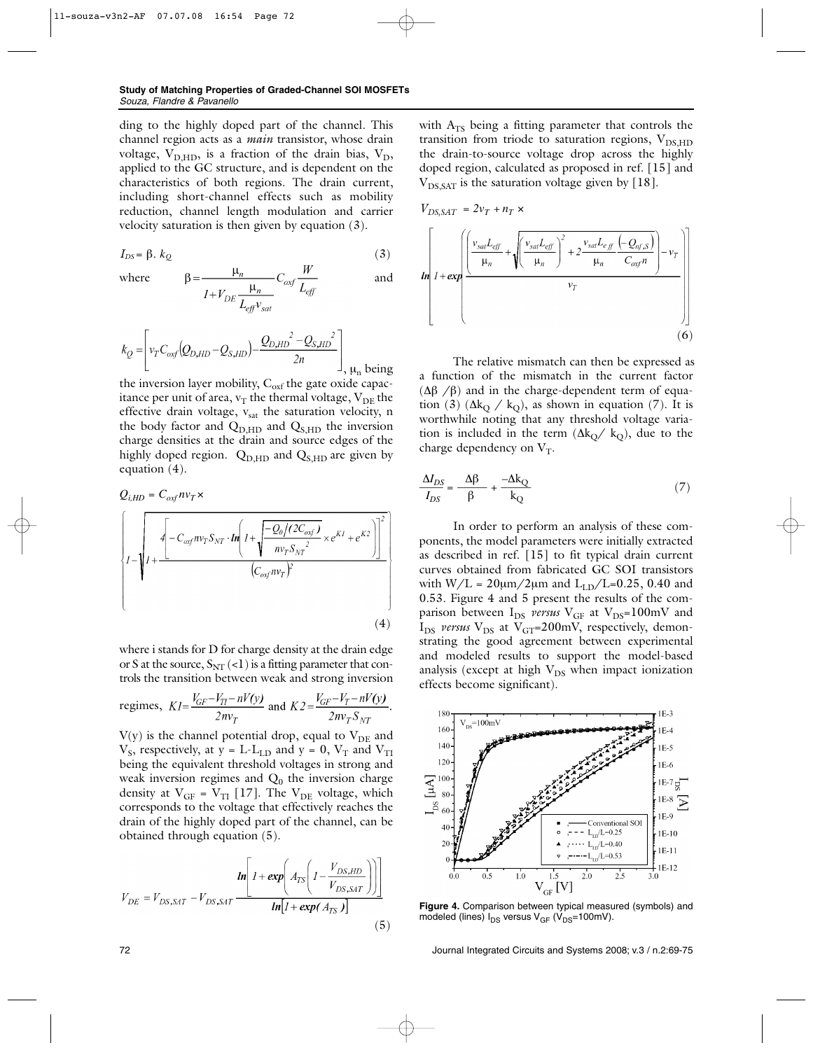ding to the highly doped part of the channel. This channel region acts as a *main* transistor, whose drain voltage, $V_{D,HD}$, is a fraction of the drain bias, $V_D$, applied to the GC structure, and is dependent on the characteristics of both regions. The drain current, including short-channel effects such as mobility reduction, channel length modulation and carrier velocity saturation is then given by equation (3).

$$I_{DS} = \beta . k_Q \tag{3}$$

where $\beta = \dfrac{\mu_n}{1 + V_{DE}\dfrac{\mu_n}{L_{eff} v_{sat}}} C_{oxf} \dfrac{W}{L_{eff}}$ and

$$k_Q = \left[ v_T C_{oxf} \left( Q_{D,HD} - Q_{S,HD} \right) - \frac{Q_{D,HD}^{\ 2} - Q_{S,HD}^{\ 2}}{2n} \right],$$

$\mu_n$ being the inversion layer mobility, $C_{oxf}$ the gate oxide capacitance per unit of area, $v_T$ the thermal voltage, $V_{DE}$ the effective drain voltage, $v_{sat}$ the saturation velocity, n the body factor and $Q_{D,HD}$ and $Q_{S,HD}$ the inversion charge densities at the drain and source edges of the highly doped region. $Q_{D,HD}$ and $Q_{S,HD}$ are given by equation (4).

$$Q_{i,HD} = C_{oxf} n v_T \times \left\{ 1 - \sqrt{1 + \frac{4 \left[ -C_{oxf} n v_T S_{NT} \cdot \ln\left( 1 + \sqrt{\dfrac{-Q_0 / (2C_{oxf})}{n v_T S_{NT}^{\ 2}}} \times e^{K1} + e^{K2} \right) \right]^2}{\left( C_{oxf} n v_T \right)^2}} \right\} \tag{4}$$

where i stands for D for charge density at the drain edge or S at the source, $S_{NT}$ (<1) is a fitting parameter that controls the transition between weak and strong inversion regimes, $K1 = \dfrac{V_{GF} - V_{TI} - nV(y)}{2nv_T}$ and $K2 = \dfrac{V_{GF} - V_T - nV(y)}{2nv_T S_{NT}}$.

$V(y)$ is the channel potential drop, equal to $V_{DE}$ and $V_S$, respectively, at $y = L\text{-}L_{LD}$ and $y = 0$, $V_T$ and $V_{TI}$ being the equivalent threshold voltages in strong and weak inversion regimes and $Q_0$ the inversion charge density at $V_{GF} = V_{TI}$ [17]. The $V_{DE}$ voltage, which corresponds to the voltage that effectively reaches the drain of the highly doped part of the channel, can be obtained through equation (5).

$$V_{DE} = V_{DS,SAT} - V_{DS,SAT} \frac{\ln\left[ 1 + \exp\left( A_{TS} \left( 1 - \dfrac{V_{DS,HD}}{V_{DS,SAT}} \right) \right) \right]}{\ln\left[ 1 + \exp(A_{TS}) \right]} \tag{5}$$

with $A_{TS}$ being a fitting parameter that controls the transition from triode to saturation regions, $V_{DS,HD}$ the drain-to-source voltage drop across the highly doped region, calculated as proposed in ref. [15] and $V_{DS,SAT}$ is the saturation voltage given by [18].

$$V_{DS,SAT} = 2v_T + n_T \times \left[ \ln\left( 1 + \exp\left( \frac{\left( \dfrac{v_{sat} L_{eff}}{\mu_n} + \sqrt{\left( \dfrac{v_{sat} L_{eff}}{\mu_n} \right)^2 + 2 \dfrac{v_{sat} L_{eff}}{\mu_n} \dfrac{\left( -Q_{nf,S} \right)}{C_{oxf} n}} \right) - v_T}{v_T} \right) \right) \right] \tag{6}$$

The relative mismatch can then be expressed as a function of the mismatch in the current factor ($\Delta\beta / \beta$) and in the charge-dependent term of equation (3) ($\Delta k_Q / k_Q$), as shown in equation (7). It is worthwhile noting that any threshold voltage variation is included in the term ($\Delta k_Q / k_Q$), due to the charge dependency on $V_T$.

$$\frac{\Delta I_{DS}}{I_{DS}} = \frac{\Delta\beta}{\beta} + \frac{-\Delta k_Q}{k_Q} \tag{7}$$

In order to perform an analysis of these components, the model parameters were initially extracted as described in ref. [15] to fit typical drain current curves obtained from fabricated GC SOI transistors with W/L = 20μm/2μm and $L_{LD}$/L=0.25, 0.40 and 0.53. Figure 4 and 5 present the results of the comparison between $I_{DS}$ *versus* $V_{GF}$ at $V_{DS}$=100mV and $I_{DS}$ *versus* $V_{DS}$ at $V_{GT}$=200mV, respectively, demonstrating the good agreement between experimental and modeled results to support the model-based analysis (except at high $V_{DS}$ when impact ionization effects become significant).

**Figure 4.** Comparison between typical measured (symbols) and modeled (lines) $I_{DS}$ versus $V_{GF}$ ($V_{DS}$=100mV).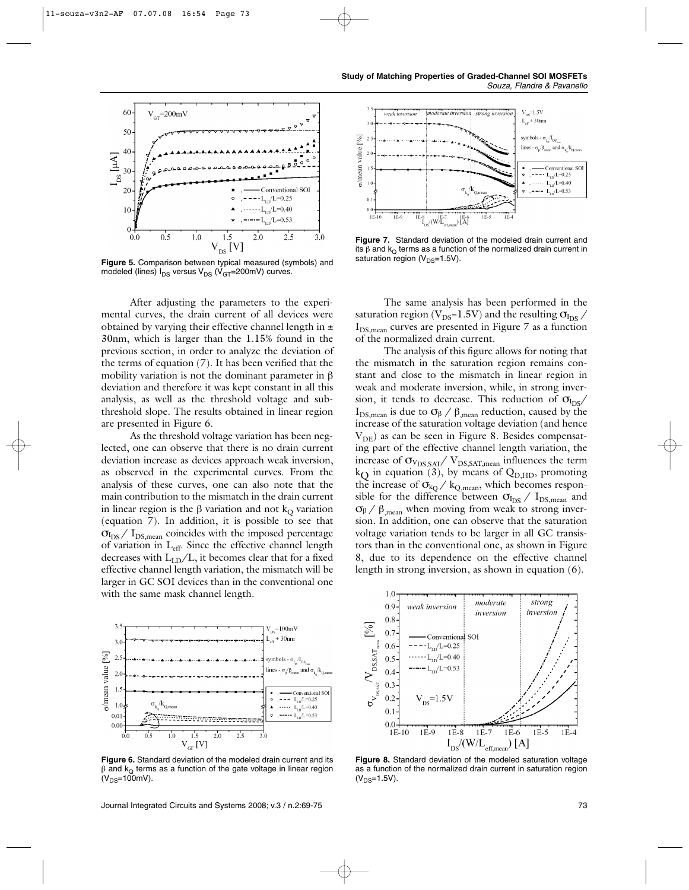Figure 5. Comparison between typical measured (symbols) and modeled (lines) $I_{DS}$ versus $V_{DS}$ ($V_{GT}$=200mV) curves.

After adjusting the parameters to the experimental curves, the drain current of all devices were obtained by varying their effective channel length in ± 30nm, which is larger than the 1.15% found in the previous section, in order to analyze the deviation of the terms of equation (7). It has been verified that the mobility variation is not the dominant parameter in β deviation and therefore it was kept constant in all this analysis, as well as the threshold voltage and subthreshold slope. The results obtained in linear region are presented in Figure 6.

As the threshold voltage variation has been neglected, one can observe that there is no drain current deviation increase as devices approach weak inversion, as observed in the experimental curves. From the analysis of these curves, one can also note that the main contribution to the mismatch in the drain current in linear region is the β variation and not $k_Q$ variation (equation 7). In addition, it is possible to see that $\sigma_{I_{DS}} / I_{DS,mean}$ coincides with the imposed percentage of variation in $L_{eff}$. Since the effective channel length decreases with $L_{LD}/L$, it becomes clear that for a fixed effective channel length variation, the mismatch will be larger in GC SOI devices than in the conventional one with the same mask channel length.

Figure 6. Standard deviation of the modeled drain current and its β and $k_Q$ terms as a function of the gate voltage in linear region ($V_{DS}$=100mV).

Figure 7. Standard deviation of the modeled drain current and its β and $k_Q$ terms as a function of the normalized drain current in saturation region ($V_{DS}$=1.5V).

The same analysis has been performed in the saturation region ($V_{DS}$=1.5V) and the resulting $\sigma_{I_{DS}} / I_{DS,mean}$ curves are presented in Figure 7 as a function of the normalized drain current.

The analysis of this figure allows for noting that the mismatch in the saturation region remains constant and close to the mismatch in linear region in weak and moderate inversion, while, in strong inversion, it tends to decrease. This reduction of $\sigma_{I_{DS}} / I_{DS,mean}$ is due to $\sigma_\beta / \beta_{,mean}$ reduction, caused by the increase of the saturation voltage deviation (and hence $V_{DE}$) as can be seen in Figure 8. Besides compensating part of the effective channel length variation, the increase of $\sigma_{V_{DS,SAT}} / V_{DS,SAT,mean}$ influences the term $k_Q$ in equation (3), by means of $Q_{D,HD}$, promoting the increase of $\sigma_{k_Q} / k_{Q,mean}$, which becomes responsible for the difference between $\sigma_{I_{DS}} / I_{DS,mean}$ and $\sigma_\beta / \beta_{,mean}$ when moving from weak to strong inversion. In addition, one can observe that the saturation voltage variation tends to be larger in all GC transistors than in the conventional one, as shown in Figure 8, due to its dependence on the effective channel length in strong inversion, as shown in equation (6).

Figure 8. Standard deviation of the modeled saturation voltage as a function of the normalized drain current in saturation region ($V_{DS}$=1.5V).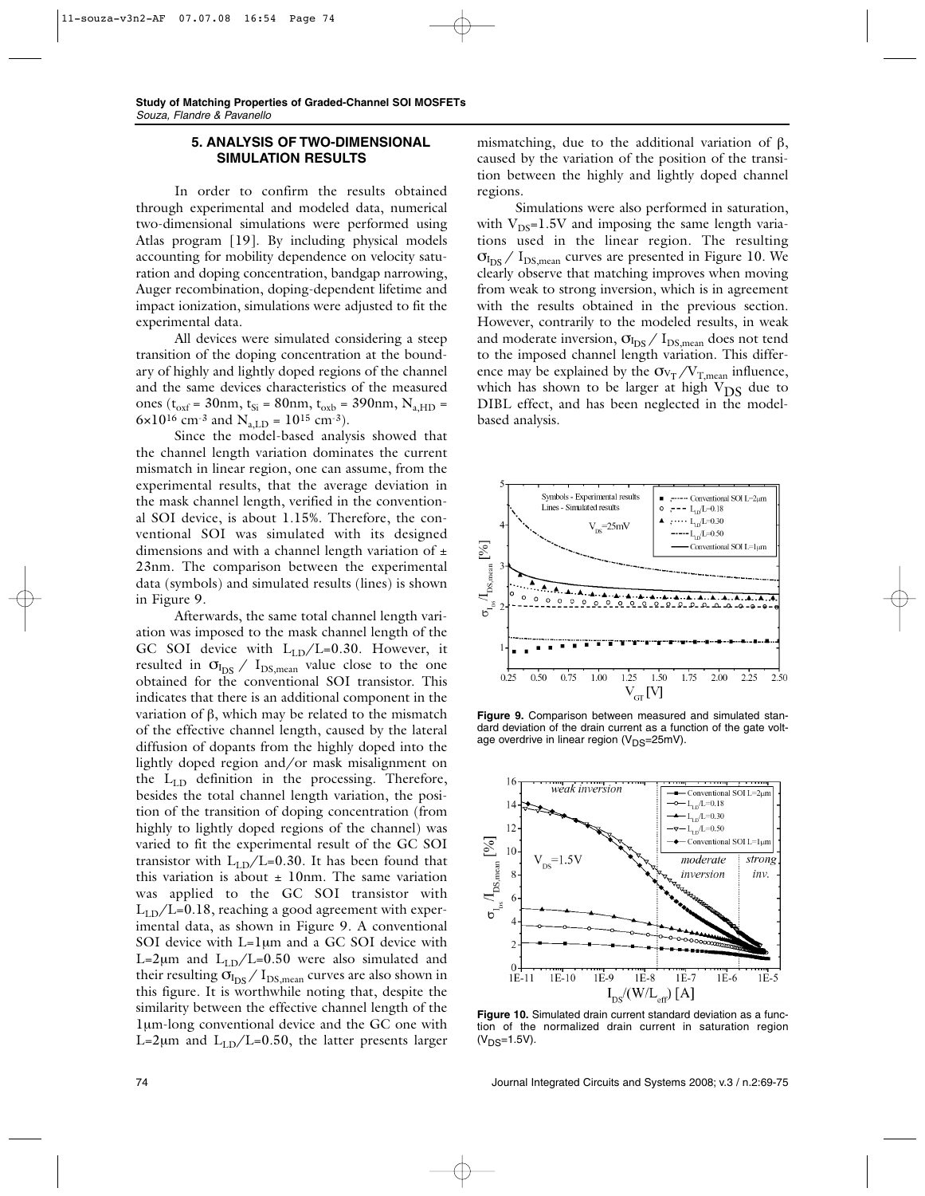## 5. ANALYSIS OF TWO-DIMENSIONAL SIMULATION RESULTS

In order to confirm the results obtained through experimental and modeled data, numerical two-dimensional simulations were performed using Atlas program [19]. By including physical models accounting for mobility dependence on velocity saturation and doping concentration, bandgap narrowing, Auger recombination, doping-dependent lifetime and impact ionization, simulations were adjusted to fit the experimental data.

All devices were simulated considering a steep transition of the doping concentration at the boundary of highly and lightly doped regions of the channel and the same devices characteristics of the measured ones ($t_{oxf}$ = 30nm, $t_{Si}$ = 80nm, $t_{oxb}$ = 390nm, $N_{a,HD}$ = $6\times10^{16}$ cm$^{-3}$ and $N_{a,LD}$ = $10^{15}$ cm$^{-3}$).

Since the model-based analysis showed that the channel length variation dominates the current mismatch in linear region, one can assume, from the experimental results, that the average deviation in the mask channel length, verified in the conventional SOI device, is about 1.15%. Therefore, the conventional SOI was simulated with its designed dimensions and with a channel length variation of ± 23nm. The comparison between the experimental data (symbols) and simulated results (lines) is shown in Figure 9.

Afterwards, the same total channel length variation was imposed to the mask channel length of the GC SOI device with $L_{LD}/L$=0.30. However, it resulted in $\sigma_{I_{DS}} / I_{DS,mean}$ value close to the one obtained for the conventional SOI transistor. This indicates that there is an additional component in the variation of β, which may be related to the mismatch of the effective channel length, caused by the lateral diffusion of dopants from the highly doped into the lightly doped region and/or mask misalignment on the $L_{LD}$ definition in the processing. Therefore, besides the total channel length variation, the position of the transition of doping concentration (from highly to lightly doped regions of the channel) was varied to fit the experimental result of the GC SOI transistor with $L_{LD}/L$=0.30. It has been found that this variation is about ± 10nm. The same variation was applied to the GC SOI transistor with $L_{LD}/L$=0.18, reaching a good agreement with experimental data, as shown in Figure 9. A conventional SOI device with L=1μm and a GC SOI device with L=2μm and $L_{LD}/L$=0.50 were also simulated and their resulting $\sigma_{I_{DS}} / I_{DS,mean}$ curves are also shown in this figure. It is worthwhile noting that, despite the similarity between the effective channel length of the 1μm-long conventional device and the GC one with L=2μm and $L_{LD}/L$=0.50, the latter presents larger mismatching, due to the additional variation of β, caused by the variation of the position of the transition between the highly and lightly doped channel regions.

Simulations were also performed in saturation, with $V_{DS}$=1.5V and imposing the same length variations used in the linear region. The resulting $\sigma_{I_{DS}} / I_{DS,mean}$ curves are presented in Figure 10. We clearly observe that matching improves when moving from weak to strong inversion, which is in agreement with the results obtained in the previous section. However, contrarily to the modeled results, in weak and moderate inversion, $\sigma_{I_{DS}} / I_{DS,mean}$ does not tend to the imposed channel length variation. This difference may be explained by the $\sigma_{V_T}/V_{T,mean}$ influence, which has shown to be larger at high $V_{DS}$ due to DIBL effect, and has been neglected in the model-based analysis.

**Figure 9.** Comparison between measured and simulated standard deviation of the drain current as a function of the gate voltage overdrive in linear region ($V_{DS}$=25mV).

**Figure 10.** Simulated drain current standard deviation as a function of the normalized drain current in saturation region ($V_{DS}$=1.5V).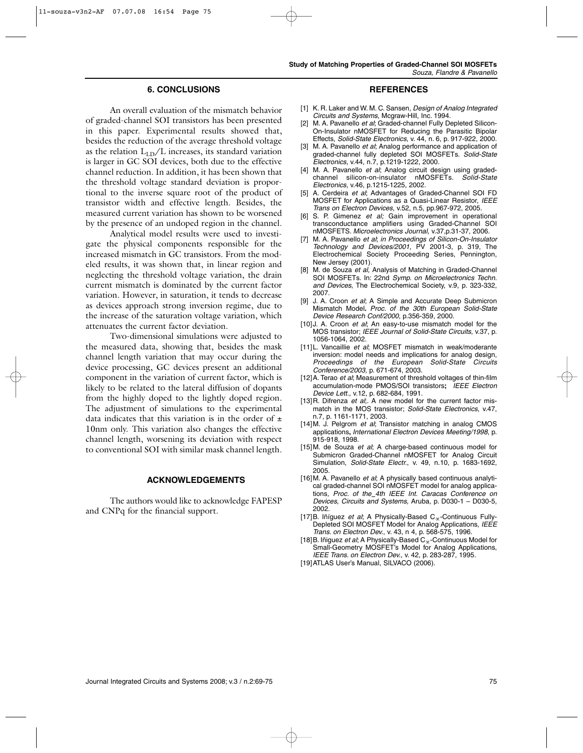## 6. CONCLUSIONS

An overall evaluation of the mismatch behavior of graded-channel SOI transistors has been presented in this paper. Experimental results showed that, besides the reduction of the average threshold voltage as the relation $L_{LD}/L$ increases, its standard variation is larger in GC SOI devices, both due to the effective channel reduction. In addition, it has been shown that the threshold voltage standard deviation is proportional to the inverse square root of the product of transistor width and effective length. Besides, the measured current variation has shown to be worsened by the presence of an undoped region in the channel.

Analytical model results were used to investigate the physical components responsible for the increased mismatch in GC transistors. From the modeled results, it was shown that, in linear region and neglecting the threshold voltage variation, the drain current mismatch is dominated by the current factor variation. However, in saturation, it tends to decrease as devices approach strong inversion regime, due to the increase of the saturation voltage variation, which attenuates the current factor deviation.

Two-dimensional simulations were adjusted to the measured data, showing that, besides the mask channel length variation that may occur during the device processing, GC devices present an additional component in the variation of current factor, which is likely to be related to the lateral diffusion of dopants from the highly doped to the lightly doped region. The adjustment of simulations to the experimental data indicates that this variation is in the order of ± 10nm only. This variation also changes the effective channel length, worsening its deviation with respect to conventional SOI with similar mask channel length.

## ACKNOWLEDGEMENTS

The authors would like to acknowledge FAPESP and CNPq for the financial support.

## REFERENCES

[1] K. R. Laker and W. M. C. Sansen, *Design of Analog Integrated Circuits and Systems*, Mcgraw-Hill, Inc. 1994.

[2] M. A. Pavanello *et al*; Graded-channel Fully Depleted Silicon-On-Insulator nMOSFET for Reducing the Parasitic Bipolar Effects, *Solid-State Electronics*, v. 44, n. 6, p. 917-922, 2000.

[3] M. A. Pavanello *et al*; Analog performance and application of graded-channel fully depleted SOI MOSFETs. *Solid-State Electronics*, v.44, n.7, p.1219-1222, 2000.

[4] M. A. Pavanello *et al*; Analog circuit design using graded-channel silicon-on-insulator nMOSFETs. *Solid-State Electronics*, v.46, p.1215-1225, 2002.

[5] A. Cerdeira *et al*; Advantages of Graded-Channel SOI FD MOSFET for Applications as a Quasi-Linear Resistor, *IEEE Trans on Electron Devices*, v.52, n.5, pp.967-972, 2005.

[6] S. P. Gimenez *et al;* Gain improvement in operational transconductance amplifiers using Graded-Channel SOI nMOSFETS. *Microelectronics Journal*, v.37,p.31-37, 2006.

[7] M. A. Pavanello *et al*; *in Proceedings of Silicon-On-Insulator Technology and Devices/2001*, PV 2001-3, p. 319, The Electrochemical Society Proceeding Series, Pennington, New Jersey (2001).

[8] M. de Souza *et al*, Analysis of Matching in Graded-Channel SOI MOSFETs. In: 22nd *Symp. on Microelectronics Techn. and Devices*, The Electrochemical Society, v.9, p. 323-332, 2007.

[9] J. A. Croon *et al*; A Simple and Accurate Deep Submicron Mismatch Model. *Proc. of the 30th European Solid-State Device Research Conf/2000*, p.356-359, 2000.

[10] J. A. Croon *et al*; An easy-to-use mismatch model for the MOS transistor; *IEEE Journal of Solid-State Circuits*, v.37, p. 1056-1064, 2002.

[11] L. Vancaillie *et al*; MOSFET mismatch in weak/moderante inversion: model needs and implications for analog design, *Proceedings of the European Solid-State Circuits Conference/2003*, p. 671-674, 2003.

[12] A. Terao *et al*; Measurement of threshold voltages of thin-film accumulation-mode PMOS/SOI transistors; *IEEE Electron Device Lett.,* v.12, p. 682-684, 1991.

[13] R. Difrenza *et al*;. A new model for the current factor mismatch in the MOS transistor; *Solid-State Electronics*, v.47, n.7, p. 1161-1171, 2003.

[14] M. J. Pelgrom *et al*; Transistor matching in analog CMOS applications, *International Electron Devices Meeting/1998*, p. 915-918, 1998.

[15] M. de Souza *et al*; A charge-based continuous model for Submicron Graded-Channel nMOSFET for Analog Circuit Simulation, *Solid-State Electr.*, v. 49, n.10, p. 1683-1692, 2005.

[16] M. A. Pavanello *et al*; A physically based continuous analytical graded-channel SOI nMOSFET model for analog applications, *Proc. of the_4th IEEE Int. Caracas Conference on Devices, Circuits and Systems,* Aruba, p. D030-1 – D030-5, 2002.

[17] B. Iñíguez *et al*; A Physically-Based $C_{\infty}$-Continuous Fully-Depleted SOI MOSFET Model for Analog Applications, *IEEE Trans. on Electron Dev.*, v. 43, n 4, p. 568-575, 1996.

[18] B. Iñiguez *et al*; A Physically-Based $C_{\infty}$-Continuous Model for Small-Geometry MOSFET's Model for Analog Applications, *IEEE Trans. on Electron Dev.*, v. 42, p. 283-287, 1995.

[19] ATLAS User's Manual, SILVACO (2006).